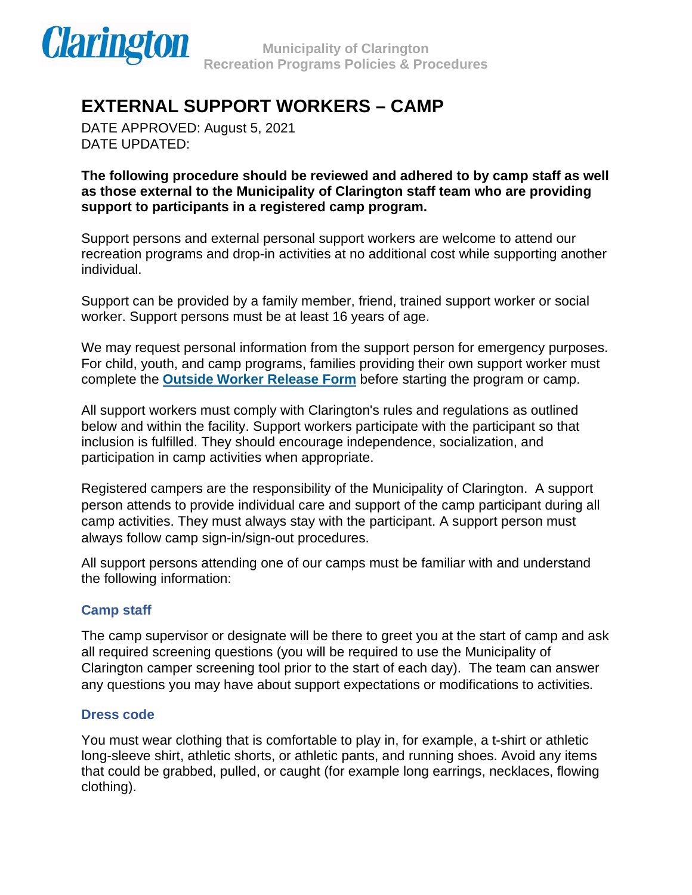# EXTERNAL SUPPORT WORKERS – CAMP

DATE APPROVED: August 5, 2021
DATE UPDATED:

**The following procedure should be reviewed and adhered to by camp staff as well as those external to the Municipality of Clarington staff team who are providing support to participants in a registered camp program.**

Support persons and external personal support workers are welcome to attend our recreation programs and drop-in activities at no additional cost while supporting another individual.

Support can be provided by a family member, friend, trained support worker or social worker. Support persons must be at least 16 years of age.

We may request personal information from the support person for emergency purposes. For child, youth, and camp programs, families providing their own support worker must complete the **Outside Worker Release Form** before starting the program or camp.

All support workers must comply with Clarington's rules and regulations as outlined below and within the facility. Support workers participate with the participant so that inclusion is fulfilled. They should encourage independence, socialization, and participation in camp activities when appropriate.

Registered campers are the responsibility of the Municipality of Clarington. A support person attends to provide individual care and support of the camp participant during all camp activities. They must always stay with the participant. A support person must always follow camp sign-in/sign-out procedures.

All support persons attending one of our camps must be familiar with and understand the following information:

### Camp staff

The camp supervisor or designate will be there to greet you at the start of camp and ask all required screening questions (you will be required to use the Municipality of Clarington camper screening tool prior to the start of each day). The team can answer any questions you may have about support expectations or modifications to activities.

### Dress code

You must wear clothing that is comfortable to play in, for example, a t-shirt or athletic long-sleeve shirt, athletic shorts, or athletic pants, and running shoes. Avoid any items that could be grabbed, pulled, or caught (for example long earrings, necklaces, flowing clothing).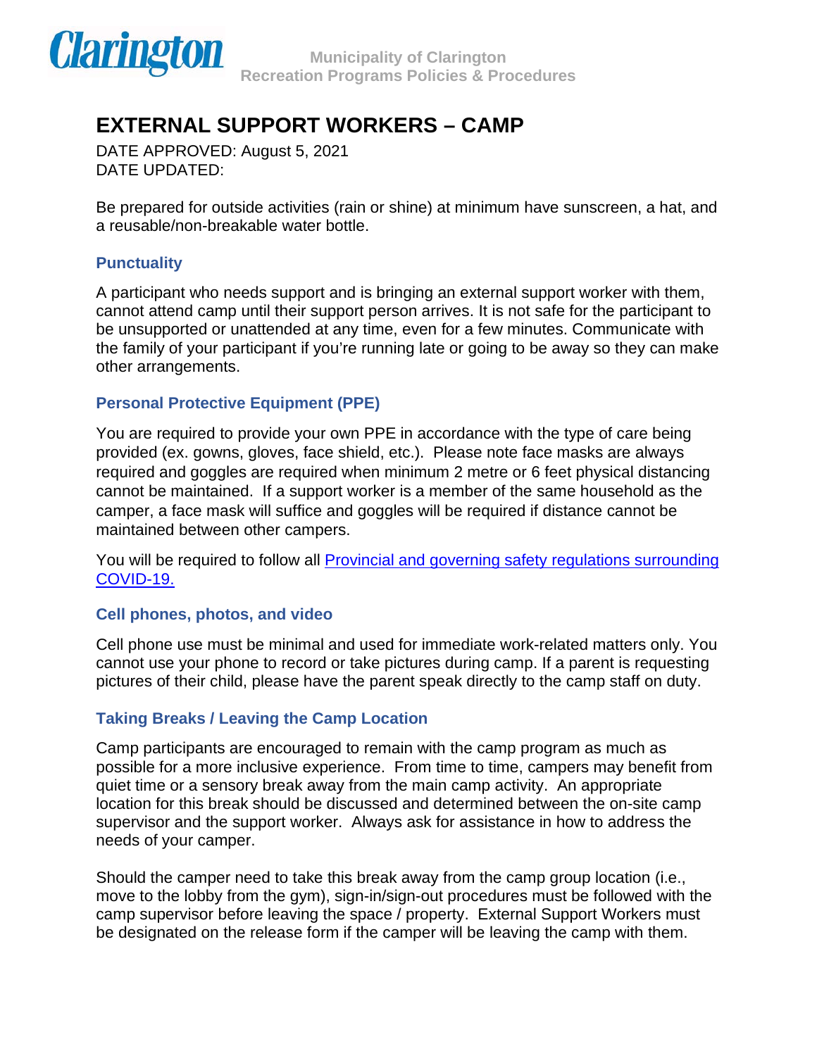# EXTERNAL SUPPORT WORKERS – CAMP

DATE APPROVED: August 5, 2021
DATE UPDATED:

Be prepared for outside activities (rain or shine) at minimum have sunscreen, a hat, and a reusable/non-breakable water bottle.

### Punctuality

A participant who needs support and is bringing an external support worker with them, cannot attend camp until their support person arrives. It is not safe for the participant to be unsupported or unattended at any time, even for a few minutes. Communicate with the family of your participant if you're running late or going to be away so they can make other arrangements.

### Personal Protective Equipment (PPE)

You are required to provide your own PPE in accordance with the type of care being provided (ex. gowns, gloves, face shield, etc.). Please note face masks are always required and goggles are required when minimum 2 metre or 6 feet physical distancing cannot be maintained. If a support worker is a member of the same household as the camper, a face mask will suffice and goggles will be required if distance cannot be maintained between other campers.

You will be required to follow all [Provincial and governing safety regulations surrounding COVID-19.]()

### Cell phones, photos, and video

Cell phone use must be minimal and used for immediate work-related matters only. You cannot use your phone to record or take pictures during camp. If a parent is requesting pictures of their child, please have the parent speak directly to the camp staff on duty.

### Taking Breaks / Leaving the Camp Location

Camp participants are encouraged to remain with the camp program as much as possible for a more inclusive experience. From time to time, campers may benefit from quiet time or a sensory break away from the main camp activity. An appropriate location for this break should be discussed and determined between the on-site camp supervisor and the support worker. Always ask for assistance in how to address the needs of your camper.

Should the camper need to take this break away from the camp group location (i.e., move to the lobby from the gym), sign-in/sign-out procedures must be followed with the camp supervisor before leaving the space / property. External Support Workers must be designated on the release form if the camper will be leaving the camp with them.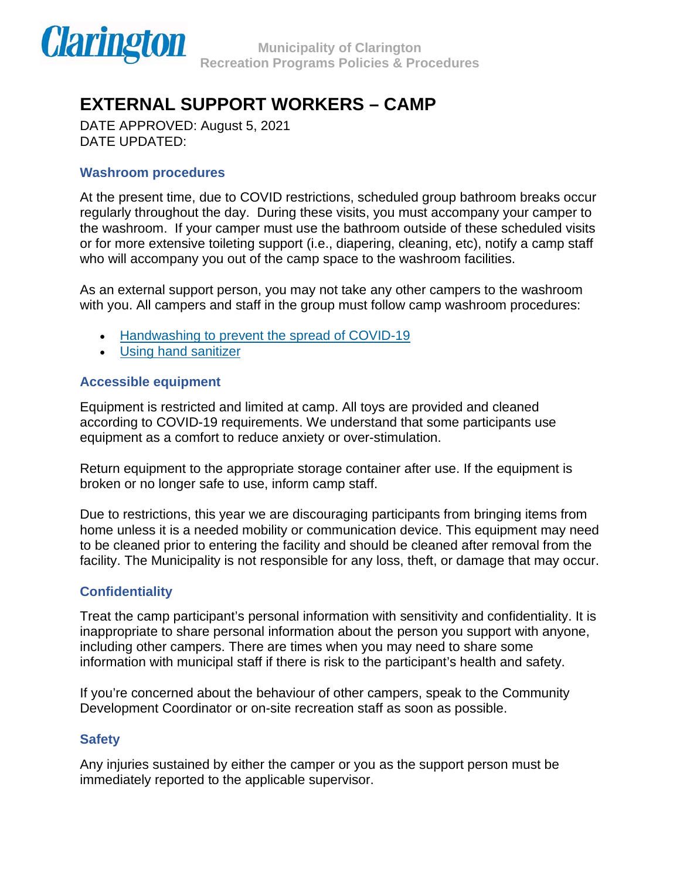# EXTERNAL SUPPORT WORKERS – CAMP

DATE APPROVED: August 5, 2021
DATE UPDATED:

### Washroom procedures

At the present time, due to COVID restrictions, scheduled group bathroom breaks occur regularly throughout the day. During these visits, you must accompany your camper to the washroom. If your camper must use the bathroom outside of these scheduled visits or for more extensive toileting support (i.e., diapering, cleaning, etc), notify a camp staff who will accompany you out of the camp space to the washroom facilities.

As an external support person, you may not take any other campers to the washroom with you. All campers and staff in the group must follow camp washroom procedures:

- Handwashing to prevent the spread of COVID-19
- Using hand sanitizer

### Accessible equipment

Equipment is restricted and limited at camp. All toys are provided and cleaned according to COVID-19 requirements. We understand that some participants use equipment as a comfort to reduce anxiety or over-stimulation.

Return equipment to the appropriate storage container after use. If the equipment is broken or no longer safe to use, inform camp staff.

Due to restrictions, this year we are discouraging participants from bringing items from home unless it is a needed mobility or communication device. This equipment may need to be cleaned prior to entering the facility and should be cleaned after removal from the facility. The Municipality is not responsible for any loss, theft, or damage that may occur.

### Confidentiality

Treat the camp participant's personal information with sensitivity and confidentiality. It is inappropriate to share personal information about the person you support with anyone, including other campers. There are times when you may need to share some information with municipal staff if there is risk to the participant's health and safety.

If you're concerned about the behaviour of other campers, speak to the Community Development Coordinator or on-site recreation staff as soon as possible.

### Safety

Any injuries sustained by either the camper or you as the support person must be immediately reported to the applicable supervisor.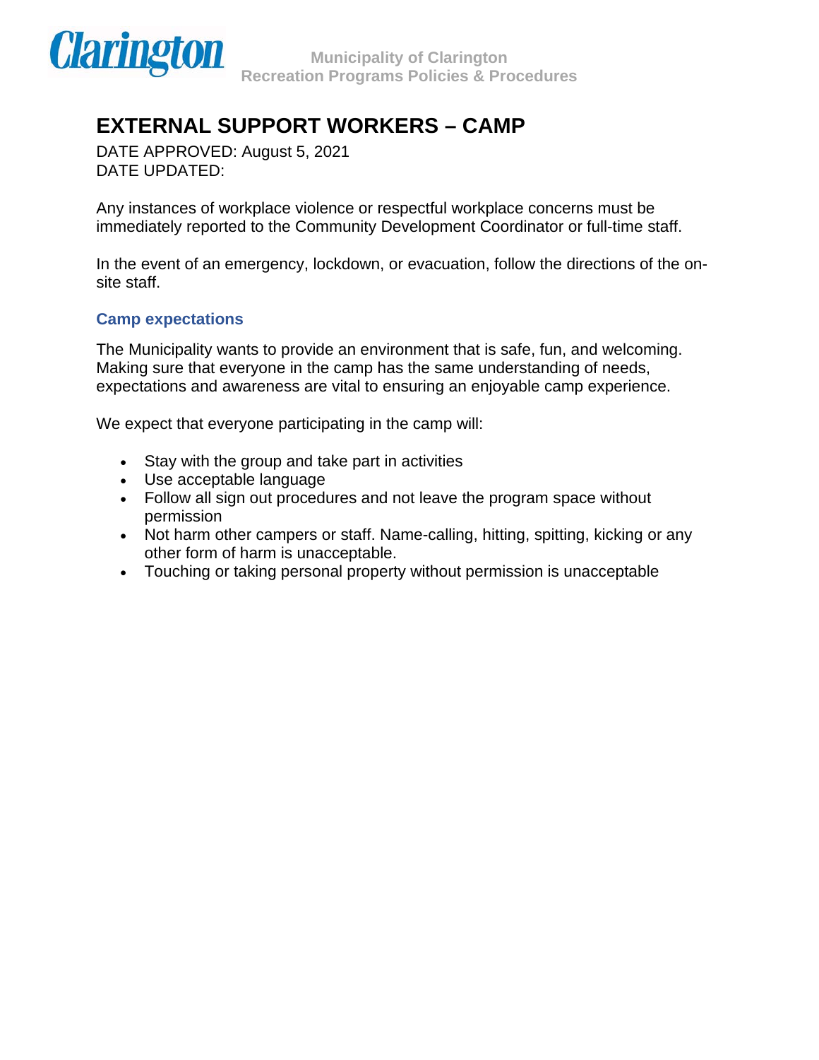# EXTERNAL SUPPORT WORKERS – CAMP

DATE APPROVED: August 5, 2021
DATE UPDATED:

Any instances of workplace violence or respectful workplace concerns must be immediately reported to the Community Development Coordinator or full-time staff.

In the event of an emergency, lockdown, or evacuation, follow the directions of the on-site staff.

## Camp expectations

The Municipality wants to provide an environment that is safe, fun, and welcoming. Making sure that everyone in the camp has the same understanding of needs, expectations and awareness are vital to ensuring an enjoyable camp experience.

We expect that everyone participating in the camp will:

- Stay with the group and take part in activities
- Use acceptable language
- Follow all sign out procedures and not leave the program space without permission
- Not harm other campers or staff. Name-calling, hitting, spitting, kicking or any other form of harm is unacceptable.
- Touching or taking personal property without permission is unacceptable